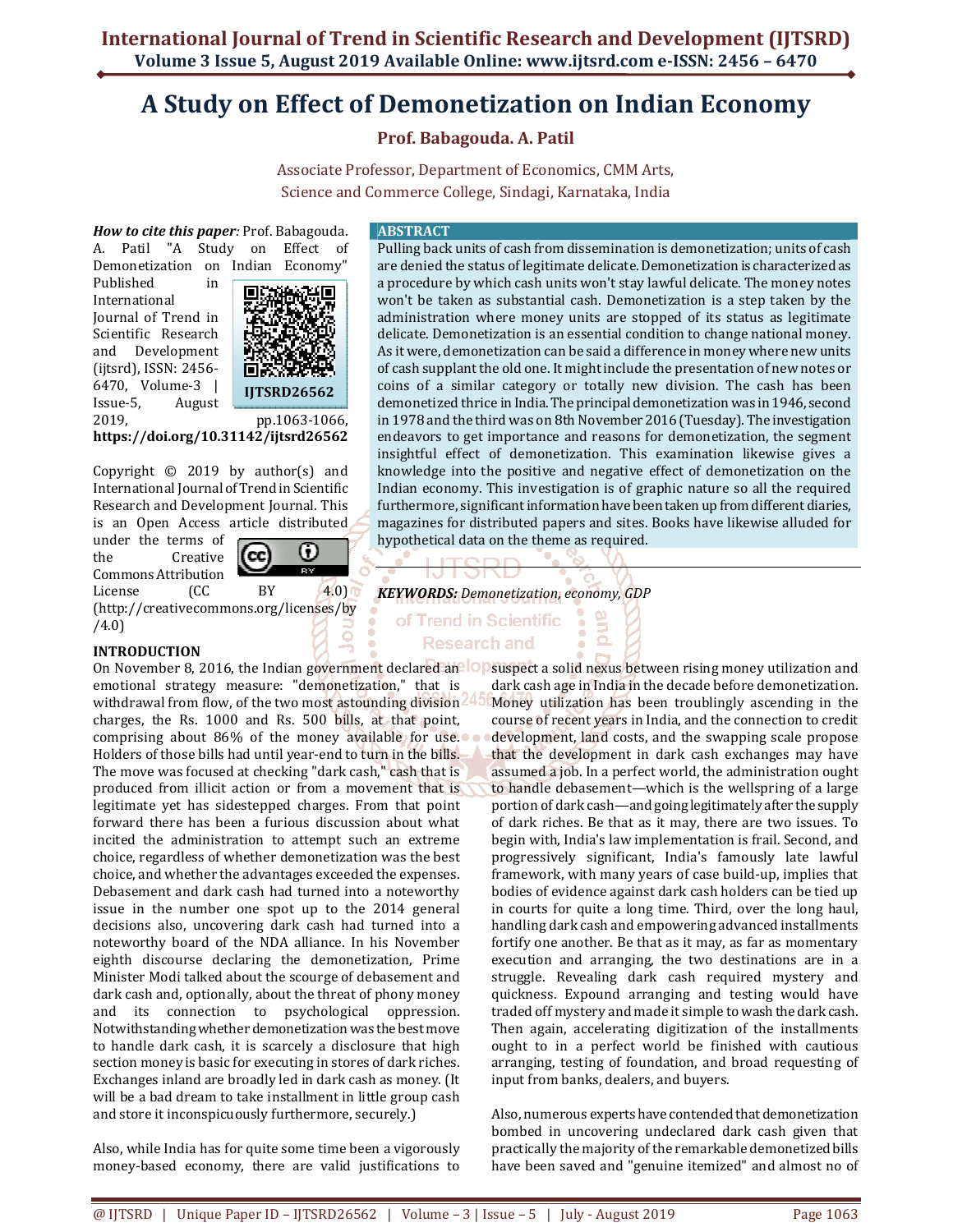# A Study on Effect of Demonetization on Indian Economy

**Prof. Babagouda. A. Patil**

Associate Professor, Department of Economics, CMM Arts, Science and Commerce College, Sindagi, Karnataka, India

***How to cite this paper***: Prof. Babagouda. A. Patil "A Study on Effect of Demonetization on Indian Economy" Published in International Journal of Trend in Scientific Research and Development (ijtsrd), ISSN: 2456-6470, Volume-3 | Issue-5, August 2019, pp.1063-1066, **https://doi.org/10.31142/ijtsrd26562**

IJTSRD26562

Copyright © 2019 by author(s) and International Journal of Trend in Scientific Research and Development Journal. This is an Open Access article distributed under the terms of the Creative Commons Attribution License (CC BY 4.0) (http://creativecommons.org/licenses/by/4.0)

## ABSTRACT

Pulling back units of cash from dissemination is demonetization; units of cash are denied the status of legitimate delicate. Demonetization is characterized as a procedure by which cash units won't stay lawful delicate. The money notes won't be taken as substantial cash. Demonetization is a step taken by the administration where money units are stopped of its status as legitimate delicate. Demonetization is an essential condition to change national money. As it were, demonetization can be said a difference in money where new units of cash supplant the old one. It might include the presentation of new notes or coins of a similar category or totally new division. The cash has been demonetized thrice in India. The principal demonetization was in 1946, second in 1978 and the third was on 8th November 2016 (Tuesday). The investigation endeavors to get importance and reasons for demonetization, the segment insightful effect of demonetization. This examination likewise gives a knowledge into the positive and negative effect of demonetization on the Indian economy. This investigation is of graphic nature so all the required furthermore, significant information have been taken up from different diaries, magazines for distributed papers and sites. Books have likewise alluded for hypothetical data on the theme as required.

***KEYWORDS:*** *Demonetization, economy, GDP*

## INTRODUCTION

On November 8, 2016, the Indian government declared an emotional strategy measure: "demonetization," that is withdrawal from flow, of the two most astounding division charges, the Rs. 1000 and Rs. 500 bills, at that point, comprising about 86% of the money available for use. Holders of those bills had until year-end to turn in the bills. The move was focused at checking "dark cash," cash that is produced from illicit action or from a movement that is legitimate yet has sidestepped charges. From that point forward there has been a furious discussion about what incited the administration to attempt such an extreme choice, regardless of whether demonetization was the best choice, and whether the advantages exceeded the expenses. Debasement and dark cash had turned into a noteworthy issue in the number one spot up to the 2014 general decisions also, uncovering dark cash had turned into a noteworthy board of the NDA alliance. In his November eighth discourse declaring the demonetization, Prime Minister Modi talked about the scourge of debasement and dark cash and, optionally, about the threat of phony money and its connection to psychological oppression. Notwithstanding whether demonetization was the best move to handle dark cash, it is scarcely a disclosure that high section money is basic for executing in stores of dark riches. Exchanges inland are broadly led in dark cash as money. (It will be a bad dream to take installment in little group cash and store it inconspicuously furthermore, securely.)

Also, while India has for quite some time been a vigorously money-based economy, there are valid justifications to suspect a solid nexus between rising money utilization and dark cash age in India in the decade before demonetization. Money utilization has been troublingly ascending in the course of recent years in India, and the connection to credit development, land costs, and the swapping scale propose that the development in dark cash exchanges may have assumed a job. In a perfect world, the administration ought to handle debasement—which is the wellspring of a large portion of dark cash—and going legitimately after the supply of dark riches. Be that as it may, there are two issues. To begin with, India's law implementation is frail. Second, and progressively significant, India's famously late lawful framework, with many years of case build-up, implies that bodies of evidence against dark cash holders can be tied up in courts for quite a long time. Third, over the long haul, handling dark cash and empowering advanced installments fortify one another. Be that as it may, as far as momentary execution and arranging, the two destinations are in a struggle. Revealing dark cash required mystery and quickness. Expound arranging and testing would have traded off mystery and made it simple to wash the dark cash. Then again, accelerating digitization of the installments ought to in a perfect world be finished with cautious arranging, testing of foundation, and broad requesting of input from banks, dealers, and buyers.

Also, numerous experts have contended that demonetization bombed in uncovering undeclared dark cash given that practically the majority of the remarkable demonetized bills have been saved and "genuine itemized" and almost no of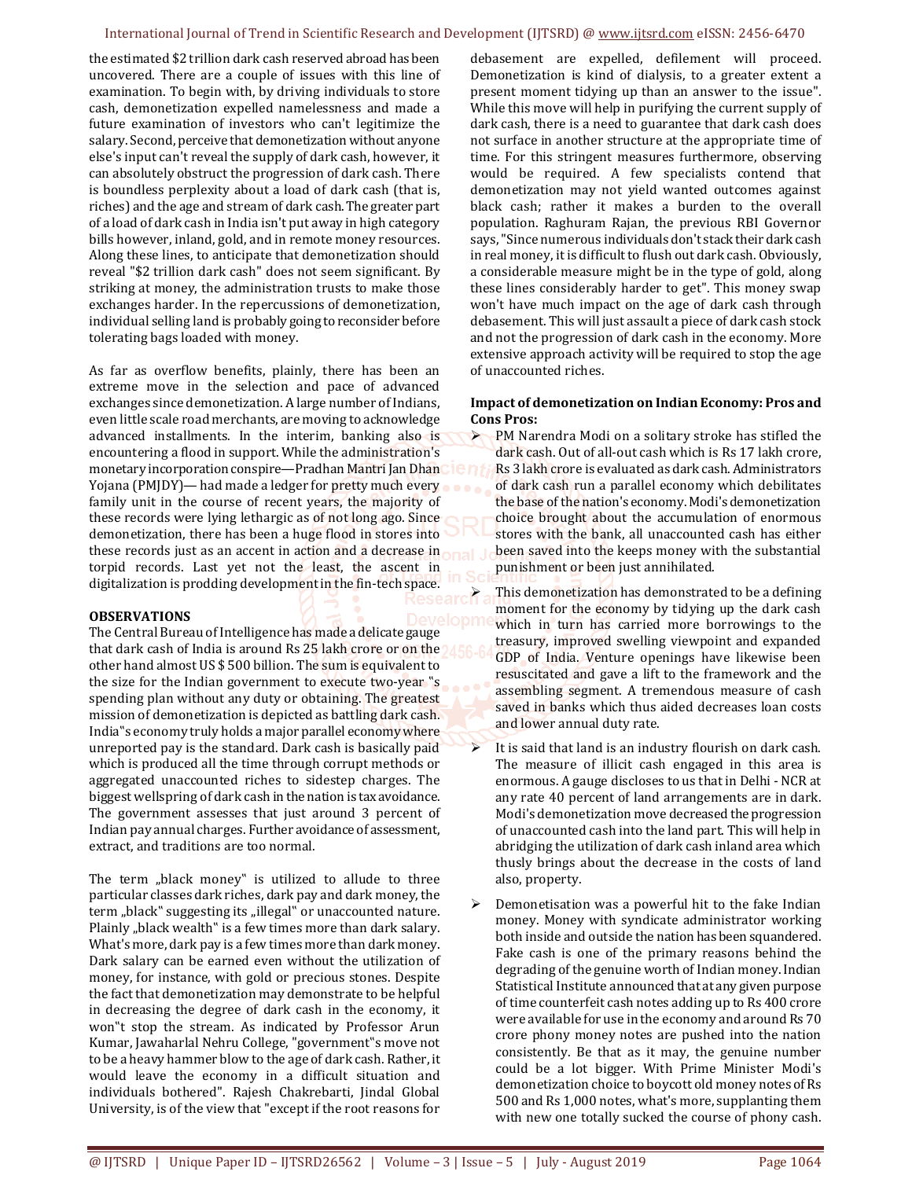the estimated $2 trillion dark cash reserved abroad has been uncovered. There are a couple of issues with this line of examination. To begin with, by driving individuals to store cash, demonetization expelled namelessness and made a future examination of investors who can't legitimize the salary. Second, perceive that demonetization without anyone else's input can't reveal the supply of dark cash, however, it can absolutely obstruct the progression of dark cash. There is boundless perplexity about a load of dark cash (that is, riches) and the age and stream of dark cash. The greater part of a load of dark cash in India isn't put away in high category bills however, inland, gold, and in remote money resources. Along these lines, to anticipate that demonetization should reveal "$2 trillion dark cash" does not seem significant. By striking at money, the administration trusts to make those exchanges harder. In the repercussions of demonetization, individual selling land is probably going to reconsider before tolerating bags loaded with money.

As far as overflow benefits, plainly, there has been an extreme move in the selection and pace of advanced exchanges since demonetization. A large number of Indians, even little scale road merchants, are moving to acknowledge advanced installments. In the interim, banking also is encountering a flood in support. While the administration's monetary incorporation conspire—Pradhan Mantri Jan Dhan Yojana (PMJDY)— had made a ledger for pretty much every family unit in the course of recent years, the majority of these records were lying lethargic as of not long ago. Since demonetization, there has been a huge flood in stores into these records just as an accent in action and a decrease in torpid records. Last yet not the least, the ascent in digitalization is prodding development in the fin-tech space.

**OBSERVATIONS**

The Central Bureau of Intelligence has made a delicate gauge that dark cash of India is around Rs 25 lakh crore or on the other hand almost US $ 500 billion. The sum is equivalent to the size for the Indian government to execute two-year "s spending plan without any duty or obtaining. The greatest mission of demonetization is depicted as battling dark cash. India"s economy truly holds a major parallel economy where unreported pay is the standard. Dark cash is basically paid which is produced all the time through corrupt methods or aggregated unaccounted riches to sidestep charges. The biggest wellspring of dark cash in the nation is tax avoidance. The government assesses that just around 3 percent of Indian pay annual charges. Further avoidance of assessment, extract, and traditions are too normal.

The term „black money" is utilized to allude to three particular classes dark riches, dark pay and dark money, the term „black" suggesting its „illegal" or unaccounted nature. Plainly „black wealth" is a few times more than dark salary. What's more, dark pay is a few times more than dark money. Dark salary can be earned even without the utilization of money, for instance, with gold or precious stones. Despite the fact that demonetization may demonstrate to be helpful in decreasing the degree of dark cash in the economy, it won"t stop the stream. As indicated by Professor Arun Kumar, Jawaharlal Nehru College, "government"s move not to be a heavy hammer blow to the age of dark cash. Rather, it would leave the economy in a difficult situation and individuals bothered". Rajesh Chakrebarti, Jindal Global University, is of the view that "except if the root reasons for debasement are expelled, defilement will proceed. Demonetization is kind of dialysis, to a greater extent a present moment tidying up than an answer to the issue". While this move will help in purifying the current supply of dark cash, there is a need to guarantee that dark cash does not surface in another structure at the appropriate time of time. For this stringent measures furthermore, observing would be required. A few specialists contend that demonetization may not yield wanted outcomes against black cash; rather it makes a burden to the overall population. Raghuram Rajan, the previous RBI Governor says, "Since numerous individuals don't stack their dark cash in real money, it is difficult to flush out dark cash. Obviously, a considerable measure might be in the type of gold, along these lines considerably harder to get". This money swap won't have much impact on the age of dark cash through debasement. This will just assault a piece of dark cash stock and not the progression of dark cash in the economy. More extensive approach activity will be required to stop the age of unaccounted riches.

**Impact of demonetization on Indian Economy: Pros and Cons Pros:**

- PM Narendra Modi on a solitary stroke has stifled the dark cash. Out of all-out cash which is Rs 17 lakh crore, Rs 3 lakh crore is evaluated as dark cash. Administrators of dark cash run a parallel economy which debilitates the base of the nation's economy. Modi's demonetization choice brought about the accumulation of enormous stores with the bank, all unaccounted cash has either been saved into the keeps money with the substantial punishment or been just annihilated.
- This demonetization has demonstrated to be a defining moment for the economy by tidying up the dark cash which in turn has carried more borrowings to the treasury, improved swelling viewpoint and expanded GDP of India. Venture openings have likewise been resuscitated and gave a lift to the framework and the assembling segment. A tremendous measure of cash saved in banks which thus aided decreases loan costs and lower annual duty rate.
- It is said that land is an industry flourish on dark cash. The measure of illicit cash engaged in this area is enormous. A gauge discloses to us that in Delhi - NCR at any rate 40 percent of land arrangements are in dark. Modi's demonetization move decreased the progression of unaccounted cash into the land part. This will help in abridging the utilization of dark cash inland area which thusly brings about the decrease in the costs of land also, property.
- Demonetisation was a powerful hit to the fake Indian money. Money with syndicate administrator working both inside and outside the nation has been squandered. Fake cash is one of the primary reasons behind the degrading of the genuine worth of Indian money. Indian Statistical Institute announced that at any given purpose of time counterfeit cash notes adding up to Rs 400 crore were available for use in the economy and around Rs 70 crore phony money notes are pushed into the nation consistently. Be that as it may, the genuine number could be a lot bigger. With Prime Minister Modi's demonetization choice to boycott old money notes of Rs 500 and Rs 1,000 notes, what's more, supplanting them with new one totally sucked the course of phony cash.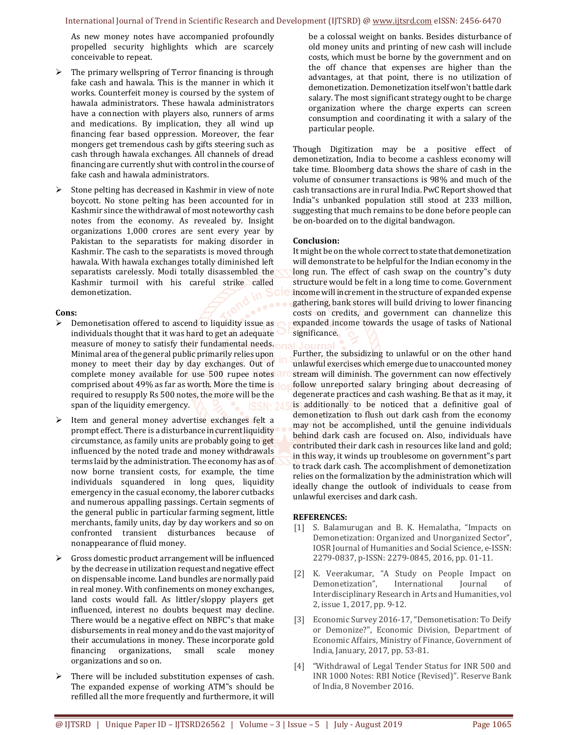As new money notes have accompanied profoundly propelled security highlights which are scarcely conceivable to repeat.

- The primary wellspring of Terror financing is through fake cash and hawala. This is the manner in which it works. Counterfeit money is coursed by the system of hawala administrators. These hawala administrators have a connection with players also, runners of arms and medications. By implication, they all wind up financing fear based oppression. Moreover, the fear mongers get tremendous cash by gifts steering such as cash through hawala exchanges. All channels of dread financing are currently shut with control in the course of fake cash and hawala administrators.

- Stone pelting has decreased in Kashmir in view of note boycott. No stone pelting has been accounted for in Kashmir since the withdrawal of most noteworthy cash notes from the economy. As revealed by. Insight organizations 1,000 crores are sent every year by Pakistan to the separatists for making disorder in Kashmir. The cash to the separatists is moved through hawala. With hawala exchanges totally diminished left separatists carelessly. Modi totally disassembled the Kashmir turmoil with his careful strike called demonetization.

**Cons:**

- Demonetisation offered to ascend to liquidity issue as individuals thought that it was hard to get an adequate measure of money to satisfy their fundamental needs. Minimal area of the general public primarily relies upon money to meet their day by day exchanges. Out of complete money available for use 500 rupee notes comprised about 49% as far as worth. More the time is required to resupply Rs 500 notes, the more will be the span of the liquidity emergency.

- Item and general money advertise exchanges felt a prompt effect. There is a disturbance in current liquidity circumstance, as family units are probably going to get influenced by the noted trade and money withdrawals terms laid by the administration. The economy has as of now borne transient costs, for example, the time individuals squandered in long ques, liquidity emergency in the casual economy, the laborer cutbacks and numerous appalling passings. Certain segments of the general public in particular farming segment, little merchants, family units, day by day workers and so on confronted transient disturbances because of nonappearance of fluid money.

- Gross domestic product arrangement will be influenced by the decrease in utilization request and negative effect on dispensable income. Land bundles are normally paid in real money. With confinements on money exchanges, land costs would fall. As littler/sloppy players get influenced, interest no doubts bequest may decline. There would be a negative effect on NBFC‟s that make disbursements in real money and do the vast majority of their accumulations in money. These incorporate gold financing organizations, small scale money organizations and so on.

- There will be included substitution expenses of cash. The expanded expense of working ATM‟s should be refilled all the more frequently and furthermore, it will be a colossal weight on banks. Besides disturbance of old money units and printing of new cash will include costs, which must be borne by the government and on the off chance that expenses are higher than the advantages, at that point, there is no utilization of demonetization. Demonetization itself won't battle dark salary. The most significant strategy ought to be charge organization where the charge experts can screen consumption and coordinating it with a salary of the particular people.

Though Digitization may be a positive effect of demonetization, India to become a cashless economy will take time. Bloomberg data shows the share of cash in the volume of consumer transactions is 98% and much of the cash transactions are in rural India. PwC Report showed that India‟s unbanked population still stood at 233 million, suggesting that much remains to be done before people can be on-boarded on to the digital bandwagon.

**Conclusion:**

It might be on the whole correct to state that demonetization will demonstrate to be helpful for the Indian economy in the long run. The effect of cash swap on the country‟s duty structure would be felt in a long time to come. Government income will increment in the structure of expanded expense gathering, bank stores will build driving to lower financing costs on credits, and government can channelize this expanded income towards the usage of tasks of National significance.

Further, the subsidizing to unlawful or on the other hand unlawful exercises which emerge due to unaccounted money stream will diminish. The government can now effectively follow unreported salary bringing about decreasing of degenerate practices and cash washing. Be that as it may, it is additionally to be noticed that a definitive goal of demonetization to flush out dark cash from the economy may not be accomplished, until the genuine individuals behind dark cash are focused on. Also, individuals have contributed their dark cash in resources like land and gold; in this way, it winds up troublesome on government‟s part to track dark cash. The accomplishment of demonetization relies on the formalization by the administration which will ideally change the outlook of individuals to cease from unlawful exercises and dark cash.

**REFERENCES:**

[1] S. Balamurugan and B. K. Hemalatha, "Impacts on Demonetization: Organized and Unorganized Sector", IOSR Journal of Humanities and Social Science, e-ISSN: 2279-0837, p-ISSN: 2279-0845, 2016, pp. 01-11.

[2] K. Veerakumar, "A Study on People Impact on Demonetization", International Journal of Interdisciplinary Research in Arts and Humanities, vol 2, issue 1, 2017, pp. 9-12.

[3] Economic Survey 2016-17, "Demonetisation: To Deify or Demonize?", Economic Division, Department of Economic Affairs, Ministry of Finance, Government of India, January, 2017, pp. 53-81.

[4] "Withdrawal of Legal Tender Status for INR 500 and INR 1000 Notes: RBI Notice (Revised)". Reserve Bank of India, 8 November 2016.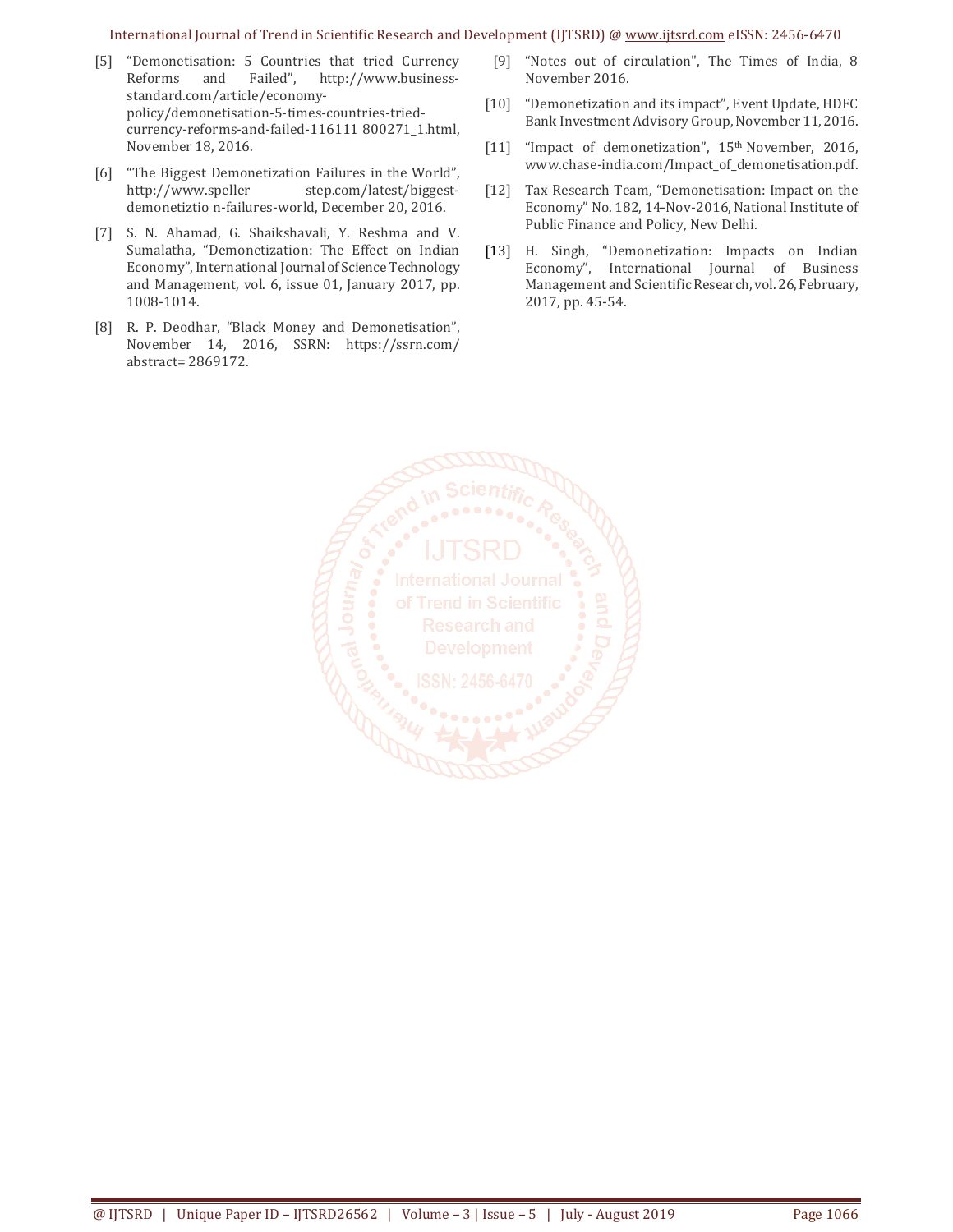[5] "Demonetisation: 5 Countries that tried Currency Reforms and Failed", http://www.business-standard.com/article/economy-policy/demonetisation-5-times-countries-tried-currency-reforms-and-failed-116111 800271_1.html, November 18, 2016.

[6] "The Biggest Demonetization Failures in the World", http://www.speller step.com/latest/biggest-demonetiztio n-failures-world, December 20, 2016.

[7] S. N. Ahamad, G. Shaikshavali, Y. Reshma and V. Sumalatha, "Demonetization: The Effect on Indian Economy", International Journal of Science Technology and Management, vol. 6, issue 01, January 2017, pp. 1008-1014.

[8] R. P. Deodhar, "Black Money and Demonetisation", November 14, 2016, SSRN: https://ssrn.com/ abstract= 2869172.

[9] "Notes out of circulation", The Times of India, 8 November 2016.

[10] "Demonetization and its impact", Event Update, HDFC Bank Investment Advisory Group, November 11, 2016.

[11] "Impact of demonetization", 15th November, 2016, www.chase-india.com/Impact_of_demonetisation.pdf.

[12] Tax Research Team, "Demonetisation: Impact on the Economy" No. 182, 14-Nov-2016, National Institute of Public Finance and Policy, New Delhi.

[13] H. Singh, "Demonetization: Impacts on Indian Economy", International Journal of Business Management and Scientific Research, vol. 26, February, 2017, pp. 45-54.